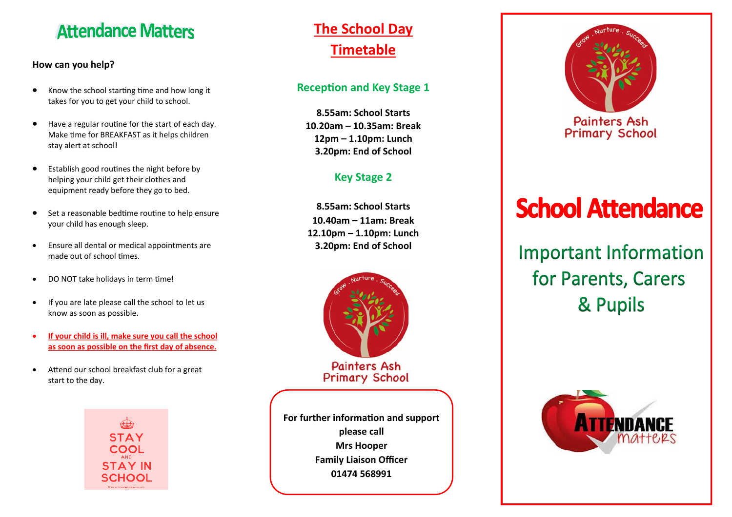# Attendance Matters

**How can you help?**

- Know the school starting time and how long it takes for you to get your child to school.
- Have a regular routine for the start of each day. Make time for BREAKFAST as it helps children stay alert at school!
- Establish good routines the night before by helping your child get their clothes and equipment ready before they go to bed.
- Set a reasonable bedtime routine to help ensure your child has enough sleep.
- Ensure all dental or medical appointments are made out of school times.
- DO NOT take holidays in term time!
- If you are late please call the school to let us know as soon as possible.
- **If your child is ill, make sure you call the school as soon as possible on the first day of absence.**
- Attend our school breakfast club for a great start to the day.

STAY COOL AND STAY IN SCHOOL

## The School Day Timetable

### Reception and Key Stage 1

**8.55am: School Starts**
**10.20am – 10.35am: Break**
**12pm – 1.10pm: Lunch**
**3.20pm: End of School**

### Key Stage 2

**8.55am: School Starts**
**10.40am – 11am: Break**
**12.10pm – 1.10pm: Lunch**
**3.20pm: End of School**

Grow . Nurture . Succeed

Painters Ash Primary School

**For further information and support please call**
**Mrs Hooper**
**Family Liaison Officer**
**01474 568991**

Grow . Nurture . Succeed

Painters Ash Primary School

# School Attendance

## Important Information for Parents, Carers & Pupils

ATTENDANCE matters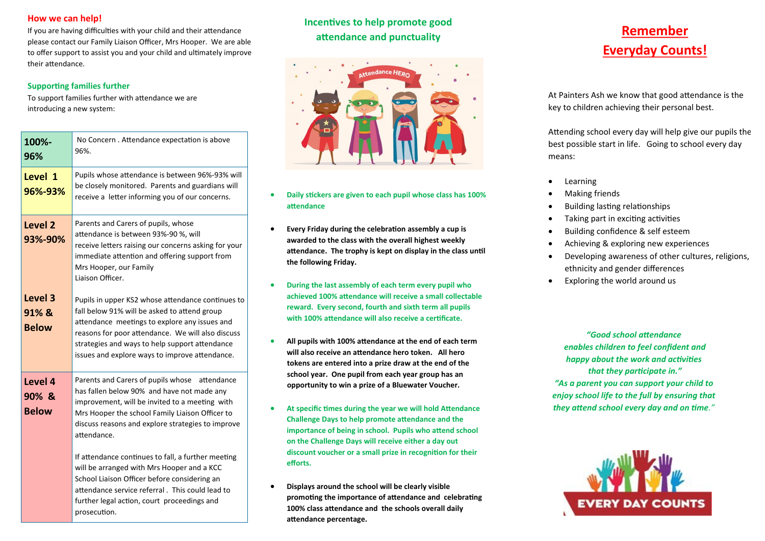## How we can help!

If you are having difficulties with your child and their attendance please contact our Family Liaison Officer, Mrs Hooper. We are able to offer support to assist you and your child and ultimately improve their attendance.

### Supporting families further

To support families further with attendance we are introducing a new system:

| | |
|---|---|
| **100%-96%** | No Concern . Attendance expectation is above 96%. |
| **Level 1 96%-93%** | Pupils whose attendance is between 96%-93% will be closely monitored. Parents and guardians will receive a letter informing you of our concerns. |
| **Level 2 93%-90%** | Parents and Carers of pupils, whose attendance is between 93%-90 %, will receive letters raising our concerns asking for your immediate attention and offering support from Mrs Hooper, our Family Liaison Officer. |
| **Level 3 91% & Below** | Pupils in upper KS2 whose attendance continues to fall below 91% will be asked to attend group attendance meetings to explore any issues and reasons for poor attendance. We will also discuss strategies and ways to help support attendance issues and explore ways to improve attendance. |
| **Level 4 90% & Below** | Parents and Carers of pupils whose attendance has fallen below 90% and have not made any improvement, will be invited to a meeting with Mrs Hooper the school Family Liaison Officer to discuss reasons and explore strategies to improve attendance.<br><br>If attendance continues to fall, a further meeting will be arranged with Mrs Hooper and a KCC School Liaison Officer before considering an attendance service referral . This could lead to further legal action, court proceedings and prosecution. |

## Incentives to help promote good attendance and punctuality

- **Daily stickers are given to each pupil whose class has 100% attendance**
- **Every Friday during the celebration assembly a cup is awarded to the class with the overall highest weekly attendance. The trophy is kept on display in the class until the following Friday.**
- **During the last assembly of each term every pupil who achieved 100% attendance will receive a small collectable reward. Every second, fourth and sixth term all pupils with 100% attendance will also receive a certificate.**
- **All pupils with 100% attendance at the end of each term will also receive an attendance hero token. All hero tokens are entered into a prize draw at the end of the school year. One pupil from each year group has an opportunity to win a prize of a Bluewater Voucher.**
- **At specific times during the year we will hold Attendance Challenge Days to help promote attendance and the importance of being in school. Pupils who attend school on the Challenge Days will receive either a day out discount voucher or a small prize in recognition for their efforts.**
- **Displays around the school will be clearly visible promoting the importance of attendance and celebrating 100% class attendance and the schools overall daily attendance percentage.**

# Remember Everyday Counts!

At Painters Ash we know that good attendance is the key to children achieving their personal best.

Attending school every day will help give our pupils the best possible start in life. Going to school every day means:

- Learning
- Making friends
- Building lasting relationships
- Taking part in exciting activities
- Building confidence & self esteem
- Achieving & exploring new experiences
- Developing awareness of other cultures, religions, ethnicity and gender differences
- Exploring the world around us

***"Good school attendance enables children to feel confident and happy about the work and activities that they participate in."***
***"As a parent you can support your child to enjoy school life to the full by ensuring that they attend school every day and on time."***

EVERY DAY COUNTS